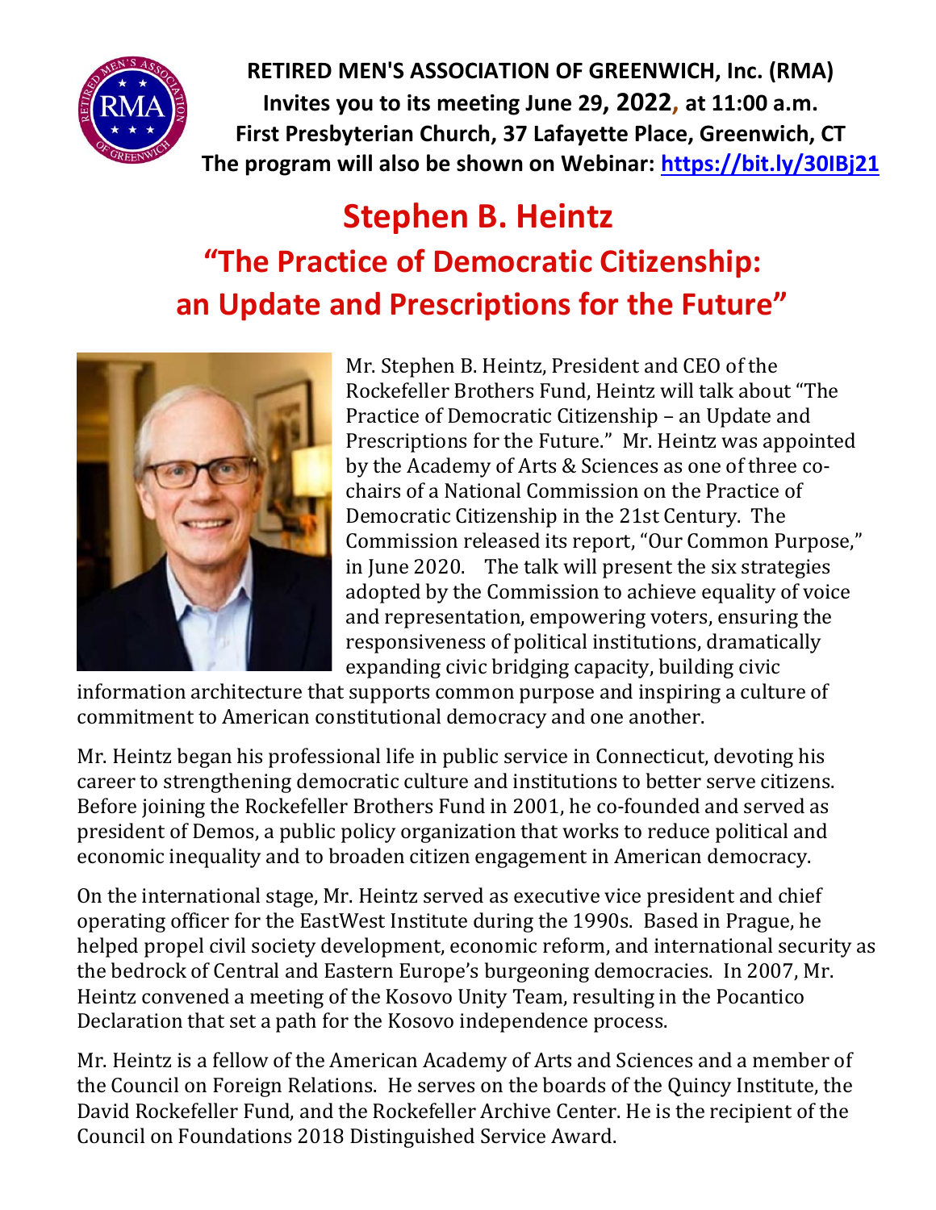**RETIRED MEN'S ASSOCIATION OF GREENWICH, Inc. (RMA)**
**Invites you to its meeting June 29, 2022, at 11:00 a.m.**
**First Presbyterian Church, 37 Lafayette Place, Greenwich, CT**
**The program will also be shown on Webinar: https://bit.ly/30IBj21**

# Stephen B. Heintz

## "The Practice of Democratic Citizenship: an Update and Prescriptions for the Future"

Mr. Stephen B. Heintz, President and CEO of the Rockefeller Brothers Fund, Heintz will talk about "The Practice of Democratic Citizenship – an Update and Prescriptions for the Future." Mr. Heintz was appointed by the Academy of Arts & Sciences as one of three co-chairs of a National Commission on the Practice of Democratic Citizenship in the 21st Century. The Commission released its report, "Our Common Purpose," in June 2020. The talk will present the six strategies adopted by the Commission to achieve equality of voice and representation, empowering voters, ensuring the responsiveness of political institutions, dramatically expanding civic bridging capacity, building civic information architecture that supports common purpose and inspiring a culture of commitment to American constitutional democracy and one another.

Mr. Heintz began his professional life in public service in Connecticut, devoting his career to strengthening democratic culture and institutions to better serve citizens. Before joining the Rockefeller Brothers Fund in 2001, he co-founded and served as president of Demos, a public policy organization that works to reduce political and economic inequality and to broaden citizen engagement in American democracy.

On the international stage, Mr. Heintz served as executive vice president and chief operating officer for the EastWest Institute during the 1990s. Based in Prague, he helped propel civil society development, economic reform, and international security as the bedrock of Central and Eastern Europe's burgeoning democracies. In 2007, Mr. Heintz convened a meeting of the Kosovo Unity Team, resulting in the Pocantico Declaration that set a path for the Kosovo independence process.

Mr. Heintz is a fellow of the American Academy of Arts and Sciences and a member of the Council on Foreign Relations. He serves on the boards of the Quincy Institute, the David Rockefeller Fund, and the Rockefeller Archive Center. He is the recipient of the Council on Foundations 2018 Distinguished Service Award.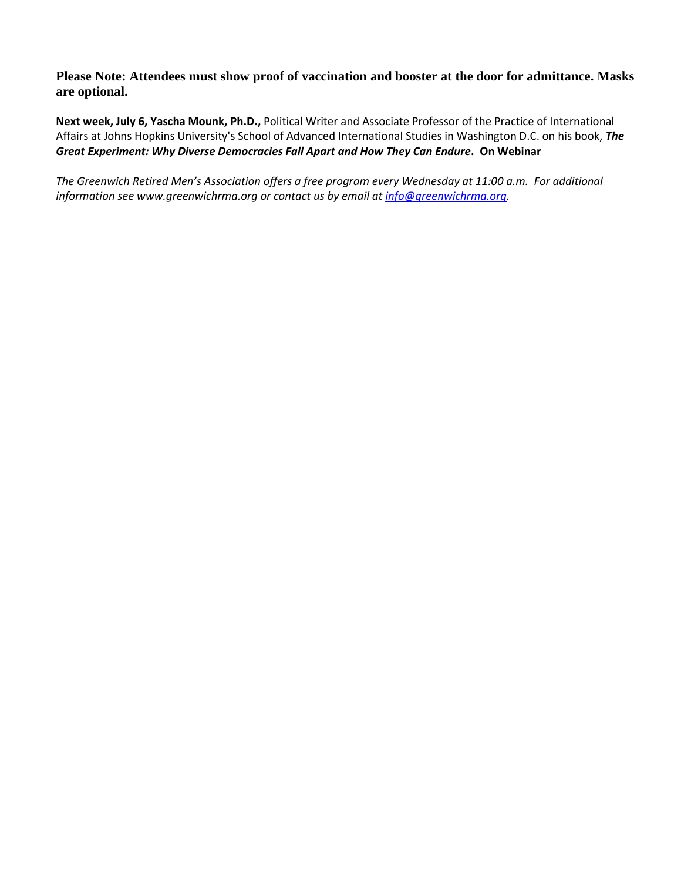**Please Note: Attendees must show proof of vaccination and booster at the door for admittance. Masks are optional.**

**Next week, July 6, Yascha Mounk, Ph.D.,** Political Writer and Associate Professor of the Practice of International Affairs at Johns Hopkins University's School of Advanced International Studies in Washington D.C. on his book, ***The Great Experiment: Why Diverse Democracies Fall Apart and How They Can Endure*****. On Webinar**

*The Greenwich Retired Men's Association offers a free program every Wednesday at 11:00 a.m. For additional information see www.greenwichrma.org or contact us by email at [info@greenwichrma.org](mailto:info@greenwichrma.org).*